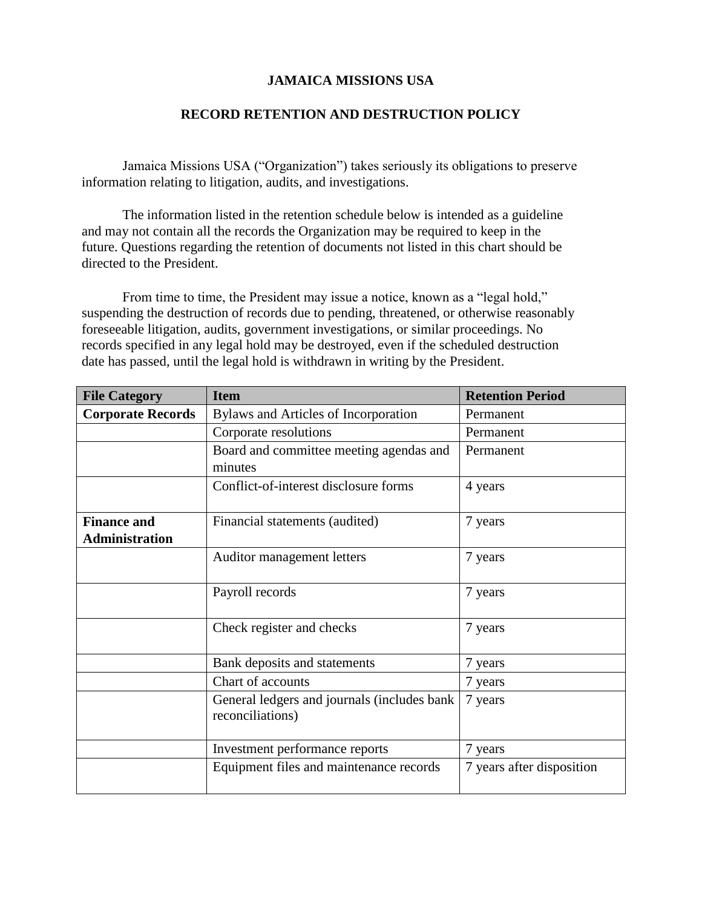# JAMAICA MISSIONS USA

## RECORD RETENTION AND DESTRUCTION POLICY

Jamaica Missions USA ("Organization") takes seriously its obligations to preserve information relating to litigation, audits, and investigations.

The information listed in the retention schedule below is intended as a guideline and may not contain all the records the Organization may be required to keep in the future. Questions regarding the retention of documents not listed in this chart should be directed to the President.

From time to time, the President may issue a notice, known as a "legal hold," suspending the destruction of records due to pending, threatened, or otherwise reasonably foreseeable litigation, audits, government investigations, or similar proceedings. No records specified in any legal hold may be destroyed, even if the scheduled destruction date has passed, until the legal hold is withdrawn in writing by the President.

| File Category | Item | Retention Period |
|---|---|---|
| **Corporate Records** | Bylaws and Articles of Incorporation | Permanent |
| | Corporate resolutions | Permanent |
| | Board and committee meeting agendas and minutes | Permanent |
| | Conflict-of-interest disclosure forms | 4 years |
| **Finance and Administration** | Financial statements (audited) | 7 years |
| | Auditor management letters | 7 years |
| | Payroll records | 7 years |
| | Check register and checks | 7 years |
| | Bank deposits and statements | 7 years |
| | Chart of accounts | 7 years |
| | General ledgers and journals (includes bank reconciliations) | 7 years |
| | Investment performance reports | 7 years |
| | Equipment files and maintenance records | 7 years after disposition |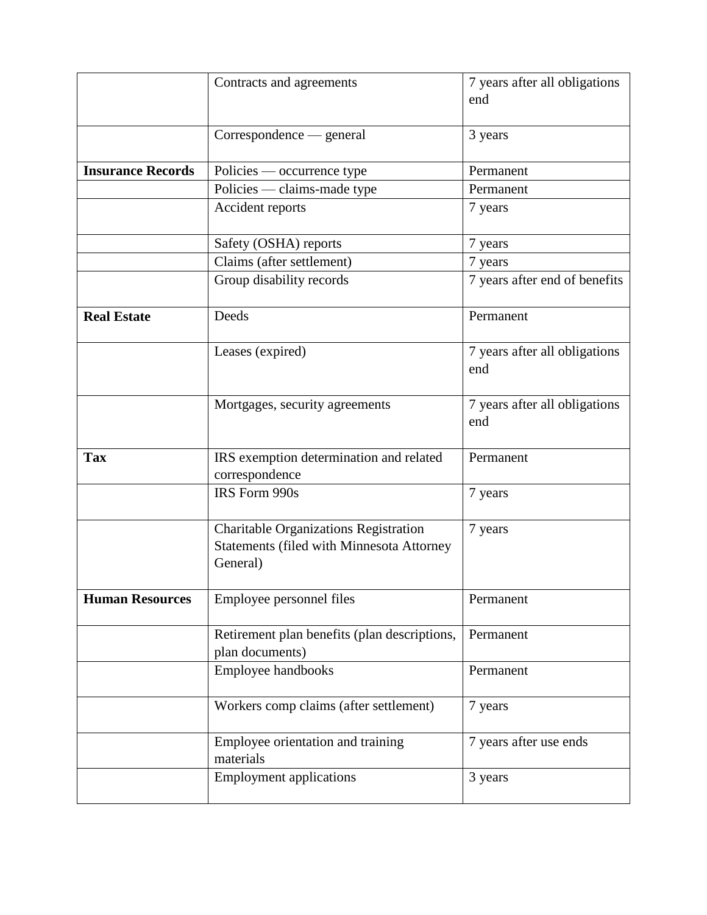| | | |
|---|---|---|
| | Contracts and agreements | 7 years after all obligations end |
| | Correspondence — general | 3 years |
| **Insurance Records** | Policies — occurrence type | Permanent |
| | Policies — claims-made type | Permanent |
| | Accident reports | 7 years |
| | Safety (OSHA) reports | 7 years |
| | Claims (after settlement) | 7 years |
| | Group disability records | 7 years after end of benefits |
| **Real Estate** | Deeds | Permanent |
| | Leases (expired) | 7 years after all obligations end |
| | Mortgages, security agreements | 7 years after all obligations end |
| **Tax** | IRS exemption determination and related correspondence | Permanent |
| | IRS Form 990s | 7 years |
| | Charitable Organizations Registration Statements (filed with Minnesota Attorney General) | 7 years |
| **Human Resources** | Employee personnel files | Permanent |
| | Retirement plan benefits (plan descriptions, plan documents) | Permanent |
| | Employee handbooks | Permanent |
| | Workers comp claims (after settlement) | 7 years |
| | Employee orientation and training materials | 7 years after use ends |
| | Employment applications | 3 years |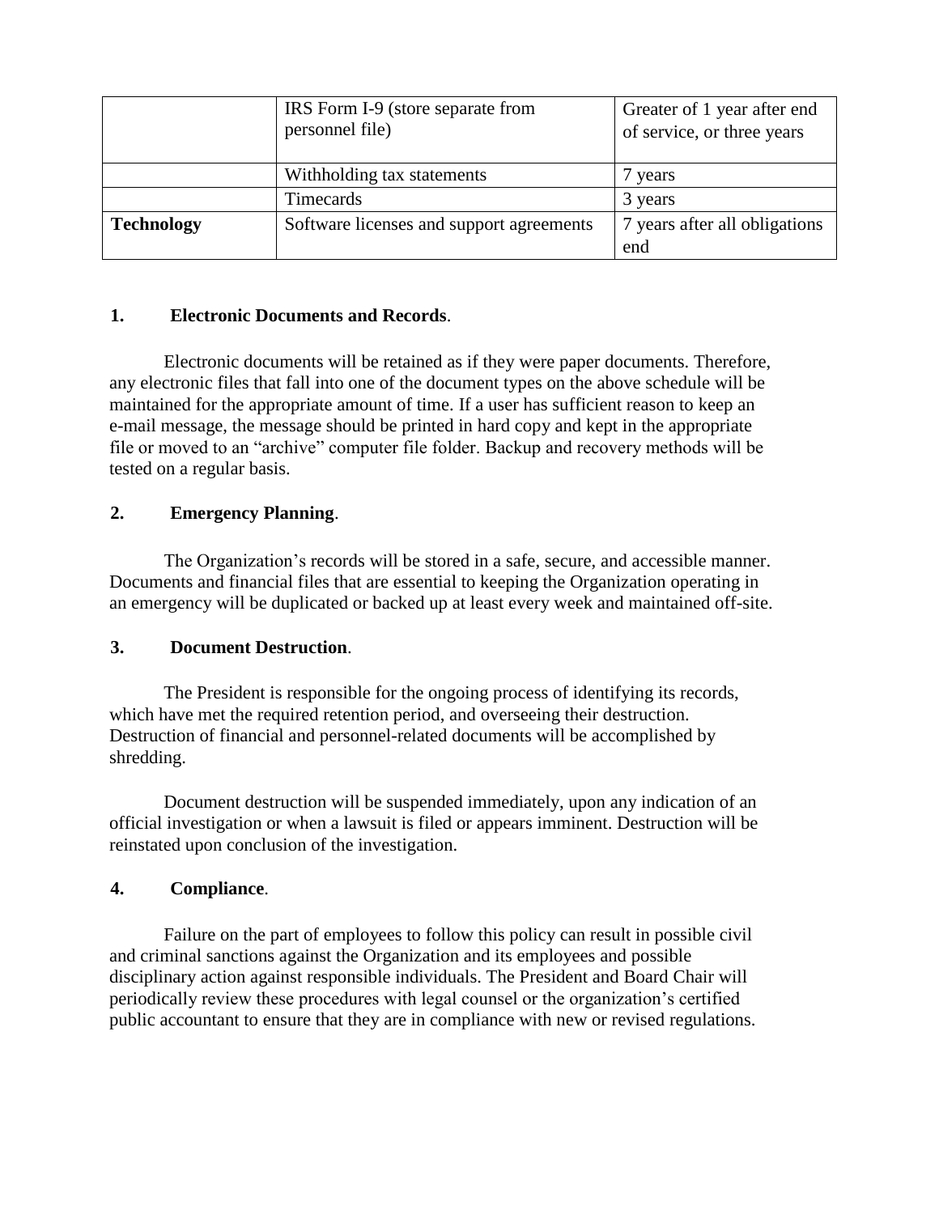| | | |
|---|---|---|
| | IRS Form I-9 (store separate from personnel file) | Greater of 1 year after end of service, or three years |
| | Withholding tax statements | 7 years |
| | Timecards | 3 years |
| **Technology** | Software licenses and support agreements | 7 years after all obligations end |

**1. Electronic Documents and Records**.

Electronic documents will be retained as if they were paper documents. Therefore, any electronic files that fall into one of the document types on the above schedule will be maintained for the appropriate amount of time. If a user has sufficient reason to keep an e-mail message, the message should be printed in hard copy and kept in the appropriate file or moved to an "archive" computer file folder. Backup and recovery methods will be tested on a regular basis.

**2. Emergency Planning**.

The Organization's records will be stored in a safe, secure, and accessible manner. Documents and financial files that are essential to keeping the Organization operating in an emergency will be duplicated or backed up at least every week and maintained off-site.

**3. Document Destruction**.

The President is responsible for the ongoing process of identifying its records, which have met the required retention period, and overseeing their destruction. Destruction of financial and personnel-related documents will be accomplished by shredding.

Document destruction will be suspended immediately, upon any indication of an official investigation or when a lawsuit is filed or appears imminent. Destruction will be reinstated upon conclusion of the investigation.

**4. Compliance**.

Failure on the part of employees to follow this policy can result in possible civil and criminal sanctions against the Organization and its employees and possible disciplinary action against responsible individuals. The President and Board Chair will periodically review these procedures with legal counsel or the organization's certified public accountant to ensure that they are in compliance with new or revised regulations.